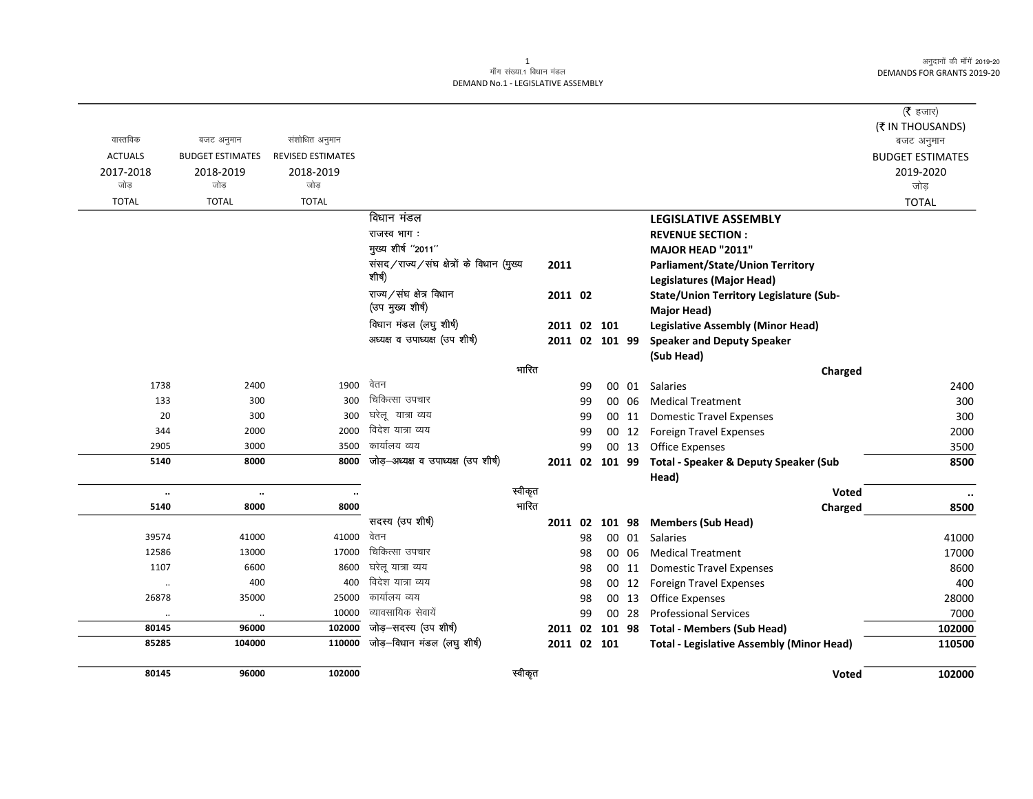मॉंग संख्या.1 विधान मंडल
DEMAND No.1 - LEGISLATIVE ASSEMBLY

अनुदानों की मॉंगें 2019-20
DEMANDS FOR GRANTS 2019-20

(₹ हजार)
(₹ IN THOUSANDS)

| वास्तविक ACTUALS 2017-2018 जोड़ TOTAL | बजट अनुमान BUDGET ESTIMATES 2018-2019 जोड़ TOTAL | संशोधित अनुमान REVISED ESTIMATES 2018-2019 जोड़ TOTAL | | | | | बजट अनुमान BUDGET ESTIMATES 2019-2020 जोड़ TOTAL |
|---|---|---|---|---|---|---|---|
| | | | विधान मंडल | | | **LEGISLATIVE ASSEMBLY** | |
| | | | राजस्व भाग : | | | **REVENUE SECTION :** | |
| | | | मुख्य शीर्ष ''2011'' | | | **MAJOR HEAD "2011"** | |
| | | | संसद/राज्य/संघ क्षेत्रों के विधान (मुख्य शीर्ष) | **2011** | | **Parliament/State/Union Territory Legislatures (Major Head)** | |
| | | | राज्य/संघ क्षेत्र विधान (उप मुख्य शीर्ष) | **2011 02** | | **State/Union Territory Legislature (Sub-Major Head)** | |
| | | | विधान मंडल (लघु शीर्ष) | **2011 02 101** | | **Legislative Assembly (Minor Head)** | |
| | | | अध्यक्ष व उपाध्यक्ष (उप शीर्ष) | **2011 02 101 99** | | **Speaker and Deputy Speaker (Sub Head)** | |
| | | | भारित | | | **Charged** | |
| 1738 | 2400 | 1900 | वेतन | 99 | 00 01 | Salaries | 2400 |
| 133 | 300 | 300 | चिकित्सा उपचार | 99 | 00 06 | Medical Treatment | 300 |
| 20 | 300 | 300 | घरेलू यात्रा व्यय | 99 | 00 11 | Domestic Travel Expenses | 300 |
| 344 | 2000 | 2000 | विदेश यात्रा व्यय | 99 | 00 12 | Foreign Travel Expenses | 2000 |
| 2905 | 3000 | 3500 | कार्यालय व्यय | 99 | 00 13 | Office Expenses | 3500 |
| **5140** | **8000** | **8000** | जोड़–अध्यक्ष व उपाध्यक्ष (उप शीर्ष) | **2011 02 101 99** | | **Total - Speaker & Deputy Speaker (Sub Head)** | **8500** |
| .. | .. | .. | स्वीकृत | | | **Voted** | .. |
| **5140** | **8000** | **8000** | भारित | | | **Charged** | **8500** |
| | | | सदस्य (उप शीर्ष) | **2011 02 101 98** | | **Members (Sub Head)** | |
| 39574 | 41000 | 41000 | वेतन | 98 | 00 01 | Salaries | 41000 |
| 12586 | 13000 | 17000 | चिकित्सा उपचार | 98 | 00 06 | Medical Treatment | 17000 |
| 1107 | 6600 | 8600 | घरेलू यात्रा व्यय | 98 | 00 11 | Domestic Travel Expenses | 8600 |
| .. | 400 | 400 | विदेश यात्रा व्यय | 98 | 00 12 | Foreign Travel Expenses | 400 |
| 26878 | 35000 | 25000 | कार्यालय व्यय | 98 | 00 13 | Office Expenses | 28000 |
| .. | .. | 10000 | व्यावसायिक सेवायें | 99 | 00 28 | Professional Services | 7000 |
| **80145** | **96000** | **102000** | जोड़–सदस्य (उप शीर्ष) | **2011 02 101 98** | | **Total - Members (Sub Head)** | **102000** |
| **85285** | **104000** | **110000** | जोड़–विधान मंडल (लघु शीर्ष) | **2011 02 101** | | **Total - Legislative Assembly (Minor Head)** | **110500** |
| **80145** | **96000** | **102000** | स्वीकृत | | | **Voted** | **102000** |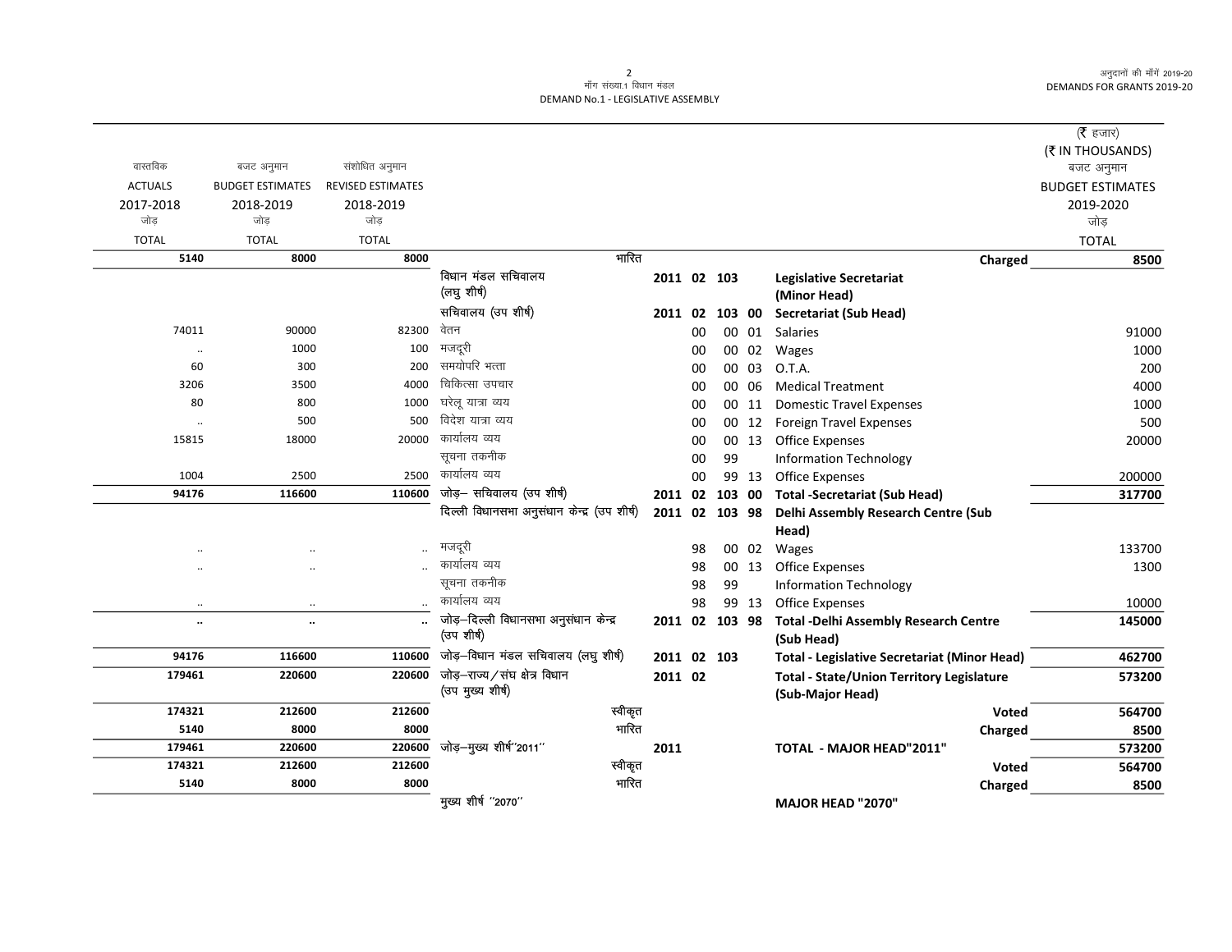माँग संख्या.1 विधान मंडल
DEMAND No.1 - LEGISLATIVE ASSEMBLY

(₹ हजार)
(₹ IN THOUSANDS)

| वास्तविक ACTUALS 2017-2018 जोड़ TOTAL | बजट अनुमान BUDGET ESTIMATES 2018-2019 जोड़ TOTAL | संशोधित अनुमान REVISED ESTIMATES 2018-2019 जोड़ TOTAL | | | | | | | | बजट अनुमान BUDGET ESTIMATES 2019-2020 जोड़ TOTAL |
|---|---|---|---|---|---|---|---|---|---|---|
| **5140** | **8000** | **8000** | भारित | | | | | | **Charged** | **8500** |
| | | | विधान मंडल सचिवालय (लघु शीर्ष) | 2011 | 02 | 103 | | | **Legislative Secretariat (Minor Head)** | |
| | | | सचिवालय (उप शीर्ष) | 2011 | 02 | 103 | 00 | | **Secretariat (Sub Head)** | |
| 74011 | 90000 | 82300 | वेतन | | 00 | | 00 | 01 | Salaries | 91000 |
| .. | 1000 | 100 | मजदूरी | | 00 | | 00 | 02 | Wages | 1000 |
| 60 | 300 | 200 | समयोपरि भत्ता | | 00 | | 00 | 03 | O.T.A. | 200 |
| 3206 | 3500 | 4000 | चिकित्सा उपचार | | 00 | | 00 | 06 | Medical Treatment | 4000 |
| 80 | 800 | 1000 | घरेलू यात्रा व्यय | | 00 | | 00 | 11 | Domestic Travel Expenses | 1000 |
| .. | 500 | 500 | विदेश यात्रा व्यय | | 00 | | 00 | 12 | Foreign Travel Expenses | 500 |
| 15815 | 18000 | 20000 | कार्यालय व्यय | | 00 | | 00 | 13 | Office Expenses | 20000 |
| | | | सूचना तकनीक | | 00 | | 99 | | Information Technology | |
| 1004 | 2500 | 2500 | कार्यालय व्यय | | 00 | | 99 | 13 | Office Expenses | 200000 |
| **94176** | **116600** | **110600** | जोड़– सचिवालय (उप शीर्ष) | 2011 | 02 | 103 | 00 | | **Total -Secretariat (Sub Head)** | **317700** |
| | | | दिल्ली विधानसभा अनुसंधान केन्द्र (उप शीर्ष) | 2011 | 02 | 103 | 98 | | **Delhi Assembly Research Centre (Sub Head)** | |
| .. | .. | .. | मजदूरी | | 98 | | 00 | 02 | Wages | 133700 |
| .. | .. | .. | कार्यालय व्यय | | 98 | | 00 | 13 | Office Expenses | 1300 |
| | | | सूचना तकनीक | | 98 | | 99 | | Information Technology | |
| .. | .. | .. | कार्यालय व्यय | | 98 | | 99 | 13 | Office Expenses | 10000 |
| **..** | **..** | **..** | जोड़–दिल्ली विधानसभा अनुसंधान केन्द्र (उप शीर्ष) | 2011 | 02 | 103 | 98 | | **Total -Delhi Assembly Research Centre (Sub Head)** | **145000** |
| **94176** | **116600** | **110600** | जोड़–विधान मंडल सचिवालय (लघु शीर्ष) | 2011 | 02 | 103 | | | **Total - Legislative Secretariat (Minor Head)** | **462700** |
| **179461** | **220600** | **220600** | जोड़–राज्य/संघ क्षेत्र विधान (उप मुख्य शीर्ष) | 2011 | 02 | | | | **Total - State/Union Territory Legislature (Sub-Major Head)** | **573200** |
| **174321** | **212600** | **212600** | स्वीकृत | | | | | | **Voted** | **564700** |
| **5140** | **8000** | **8000** | भारित | | | | | | **Charged** | **8500** |
| **179461** | **220600** | **220600** | जोड़–मुख्य शीर्ष''2011'' | 2011 | | | | | **TOTAL - MAJOR HEAD"2011"** | **573200** |
| **174321** | **212600** | **212600** | स्वीकृत | | | | | | **Voted** | **564700** |
| **5140** | **8000** | **8000** | भारित | | | | | | **Charged** | **8500** |
| | | | मुख्य शीर्ष ''2070'' | | | | | | **MAJOR HEAD "2070"** | |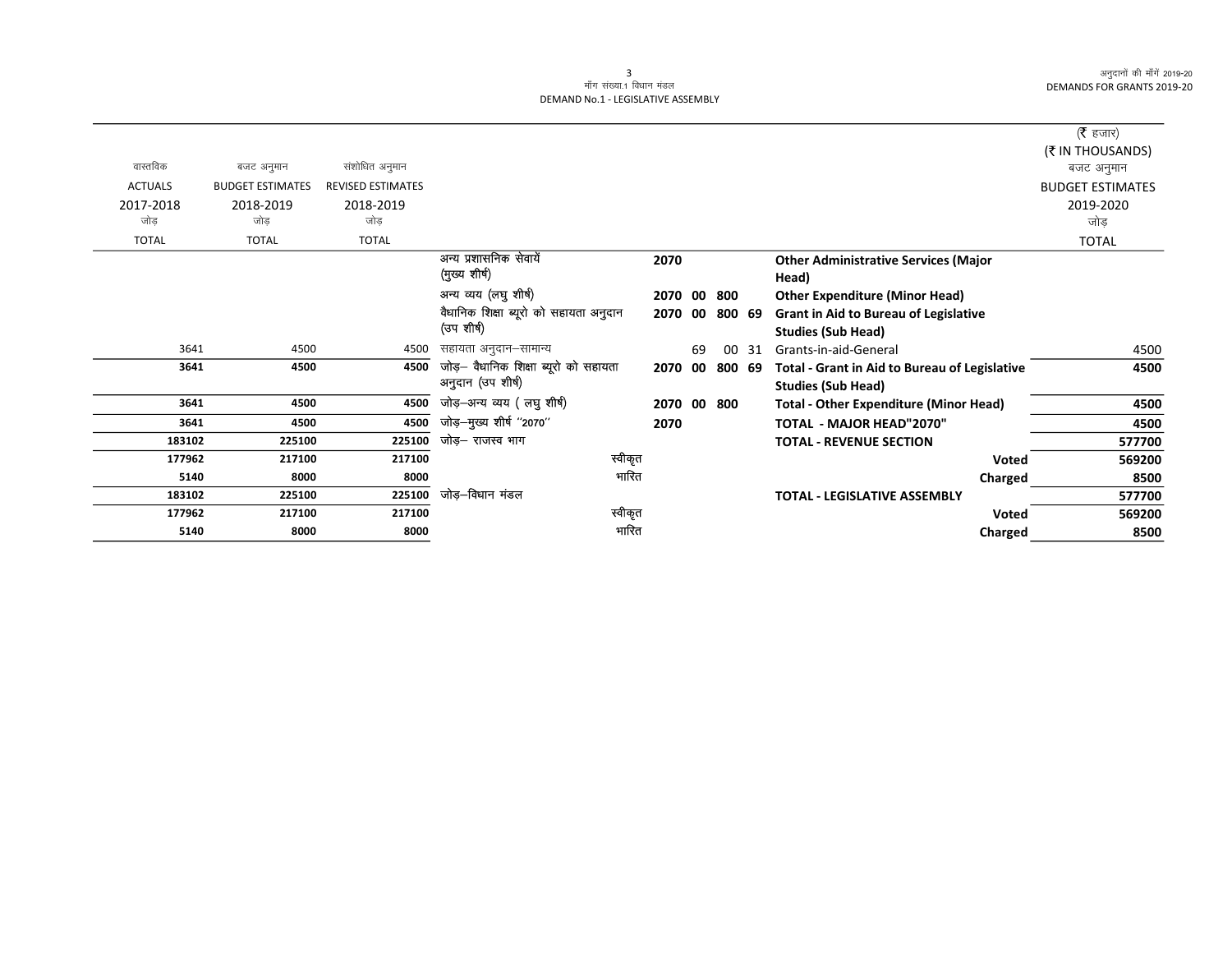## मॉंग संख्या.1 विधान मंडल
## DEMAND No.1 - LEGISLATIVE ASSEMBLY

(₹ हजार)
(₹ IN THOUSANDS)

| वास्तविक ACTUALS 2017-2018 जोड़ TOTAL | बजट अनुमान BUDGET ESTIMATES 2018-2019 जोड़ TOTAL | संशोधित अनुमान REVISED ESTIMATES 2018-2019 जोड़ TOTAL | | | | | | | बजट अनुमान BUDGET ESTIMATES 2019-2020 जोड़ TOTAL |
|---|---|---|---|---|---|---|---|---|---|
| | | | अन्य प्रशासनिक सेवायें (मुख्य शीर्ष) | 2070 | | | | **Other Administrative Services (Major Head)** | |
| | | | अन्य व्यय (लघु शीर्ष) | 2070 | 00 | 800 | | **Other Expenditure (Minor Head)** | |
| | | | वैधानिक शिक्षा ब्यूरो को सहायता अनुदान (उप शीर्ष) | 2070 | 00 | 800 | 69 | **Grant in Aid to Bureau of Legislative Studies (Sub Head)** | |
| 3641 | 4500 | 4500 | सहायता अनुदान–सामान्य | | 69 | 00 | 31 | Grants-in-aid-General | 4500 |
| **3641** | **4500** | **4500** | जोड़– वैधानिक शिक्षा ब्यूरो को सहायता अनुदान (उप शीर्ष) | 2070 | 00 | 800 | 69 | **Total - Grant in Aid to Bureau of Legislative Studies (Sub Head)** | **4500** |
| **3641** | **4500** | **4500** | जोड़–अन्य व्यय ( लघु शीर्ष) | 2070 | 00 | 800 | | **Total - Other Expenditure (Minor Head)** | **4500** |
| **3641** | **4500** | **4500** | जोड़–मुख्य शीर्ष "2070" | 2070 | | | | **TOTAL - MAJOR HEAD"2070"** | **4500** |
| **183102** | **225100** | **225100** | जोड़– राजस्व भाग | | | | | **TOTAL - REVENUE SECTION** | **577700** |
| **177962** | **217100** | **217100** | स्वीकृत | | | | | **Voted** | **569200** |
| **5140** | **8000** | **8000** | भारित | | | | | **Charged** | **8500** |
| **183102** | **225100** | **225100** | जोड़–विधान मंडल | | | | | **TOTAL - LEGISLATIVE ASSEMBLY** | **577700** |
| **177962** | **217100** | **217100** | स्वीकृत | | | | | **Voted** | **569200** |
| **5140** | **8000** | **8000** | भारित | | | | | **Charged** | **8500** |